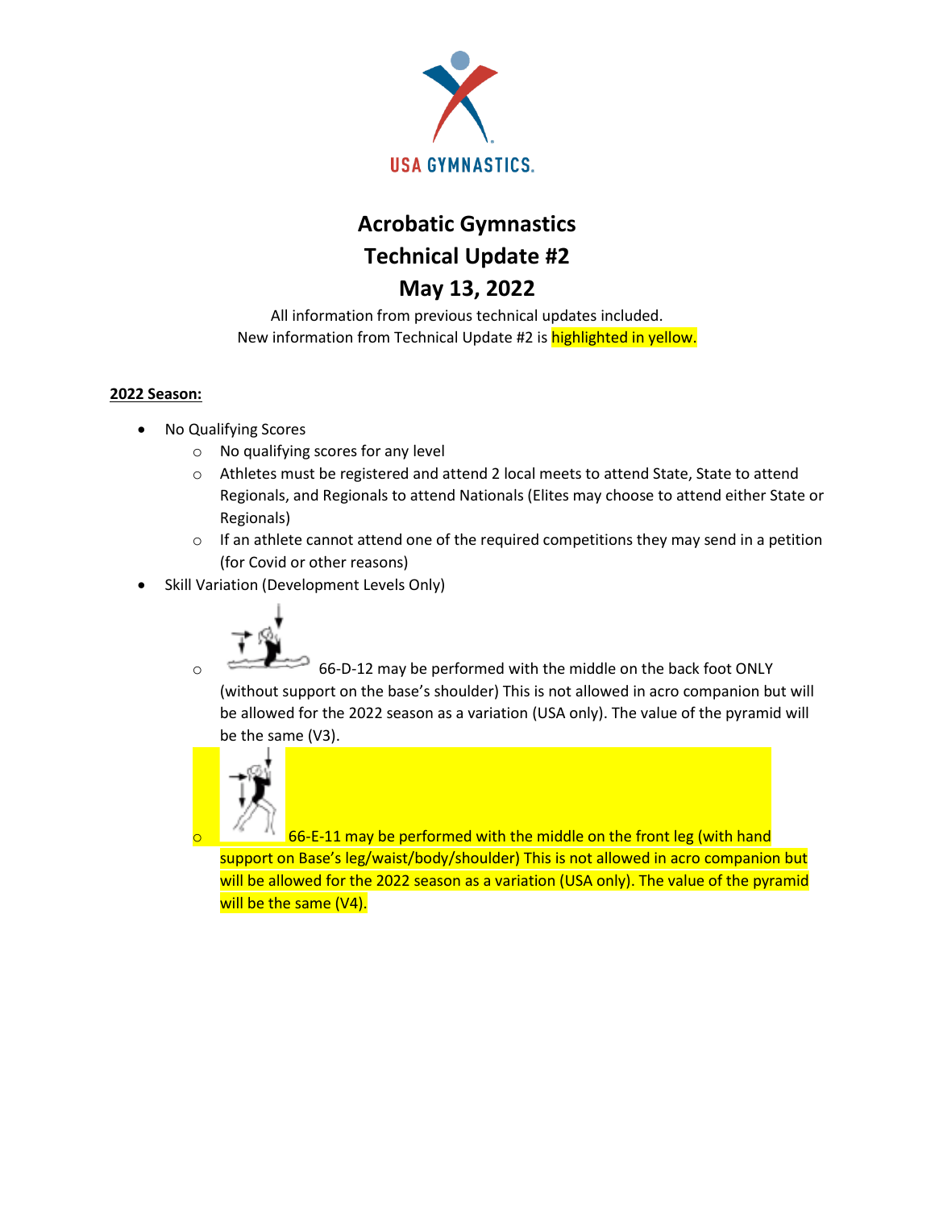USA GYMNASTICS.

# Acrobatic Gymnastics
# Technical Update #2
# May 13, 2022

All information from previous technical updates included.
New information from Technical Update #2 is highlighted in yellow.

**2022 Season:**

- No Qualifying Scores
  - No qualifying scores for any level
  - Athletes must be registered and attend 2 local meets to attend State, State to attend Regionals, and Regionals to attend Nationals (Elites may choose to attend either State or Regionals)
  - If an athlete cannot attend one of the required competitions they may send in a petition (for Covid or other reasons)
- Skill Variation (Development Levels Only)
  - 66-D-12 may be performed with the middle on the back foot ONLY (without support on the base's shoulder) This is not allowed in acro companion but will be allowed for the 2022 season as a variation (USA only). The value of the pyramid will be the same (V3).
  - 66-E-11 may be performed with the middle on the front leg (with hand support on Base's leg/waist/body/shoulder) This is not allowed in acro companion but will be allowed for the 2022 season as a variation (USA only). The value of the pyramid will be the same (V4).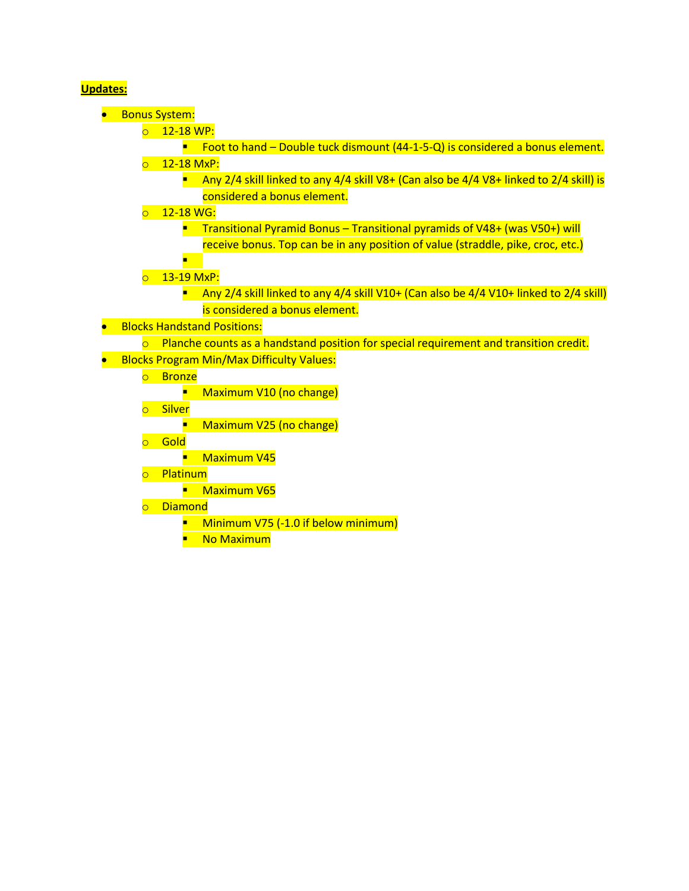**Updates:**

- Bonus System:
  - 12-18 WP:
    - Foot to hand – Double tuck dismount (44-1-5-Q) is considered a bonus element.
  - 12-18 MxP:
    - Any 2/4 skill linked to any 4/4 skill V8+ (Can also be 4/4 V8+ linked to 2/4 skill) is considered a bonus element.
  - 12-18 WG:
    - Transitional Pyramid Bonus – Transitional pyramids of V48+ (was V50+) will receive bonus. Top can be in any position of value (straddle, pike, croc, etc.)
    - 
  - 13-19 MxP:
    - Any 2/4 skill linked to any 4/4 skill V10+ (Can also be 4/4 V10+ linked to 2/4 skill) is considered a bonus element.
- Blocks Handstand Positions:
  - Planche counts as a handstand position for special requirement and transition credit.
- Blocks Program Min/Max Difficulty Values:
  - Bronze
    - Maximum V10 (no change)
  - Silver
    - Maximum V25 (no change)
  - Gold
    - Maximum V45
  - Platinum
    - Maximum V65
  - Diamond
    - Minimum V75 (-1.0 if below minimum)
    - No Maximum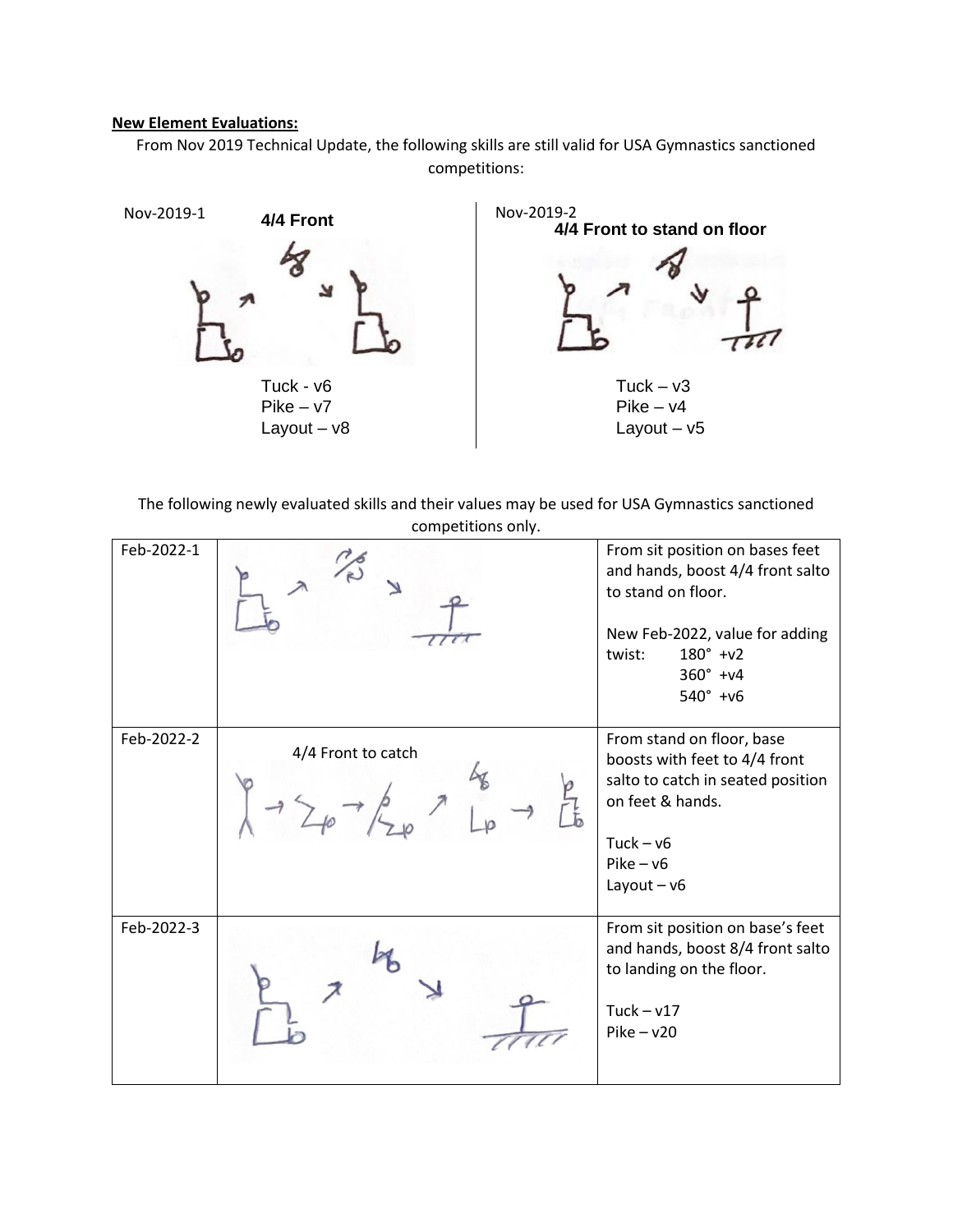**New Element Evaluations:**

From Nov 2019 Technical Update, the following skills are still valid for USA Gymnastics sanctioned competitions:

Nov-2019-1

**4/4 Front**

Tuck - v6
Pike – v7
Layout – v8

Nov-2019-2

**4/4 Front to stand on floor**

Tuck – v3
Pike – v4
Layout – v5

The following newly evaluated skills and their values may be used for USA Gymnastics sanctioned competitions only.

| | | |
|---|---|---|
| Feb-2022-1 | | From sit position on bases feet and hands, boost 4/4 front salto to stand on floor.<br><br>New Feb-2022, value for adding twist: 180° +v2<br>360° +v4<br>540° +v6 |
| Feb-2022-2 | 4/4 Front to catch | From stand on floor, base boosts with feet to 4/4 front salto to catch in seated position on feet & hands.<br><br>Tuck – v6<br>Pike – v6<br>Layout – v6 |
| Feb-2022-3 | | From sit position on base's feet and hands, boost 8/4 front salto to landing on the floor.<br><br>Tuck – v17<br>Pike – v20 |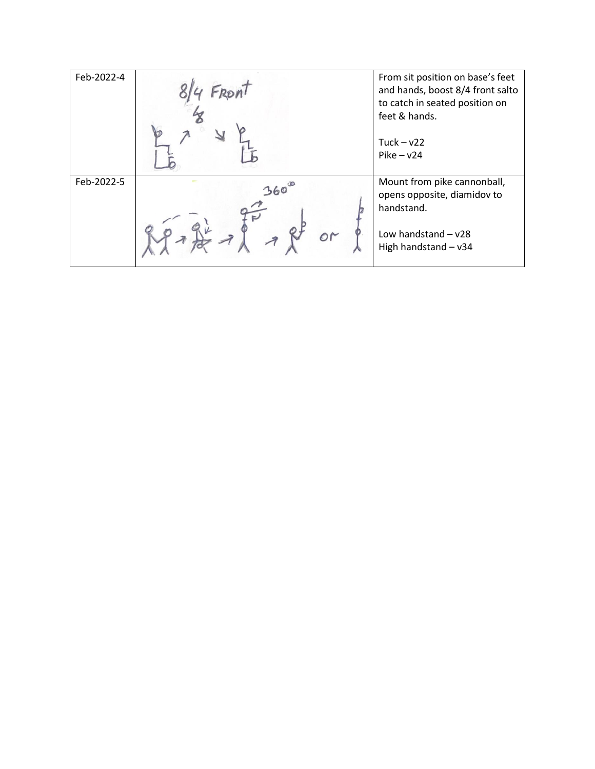| | | |
|---|---|---|
| Feb-2022-4 | 8/4 FRONT | From sit position on base's feet and hands, boost 8/4 front salto to catch in seated position on feet & hands.<br><br>Tuck – v22<br>Pike – v24 |
| Feb-2022-5 | 360° | Mount from pike cannonball, opens opposite, diamidov to handstand.<br><br>Low handstand – v28<br>High handstand – v34 |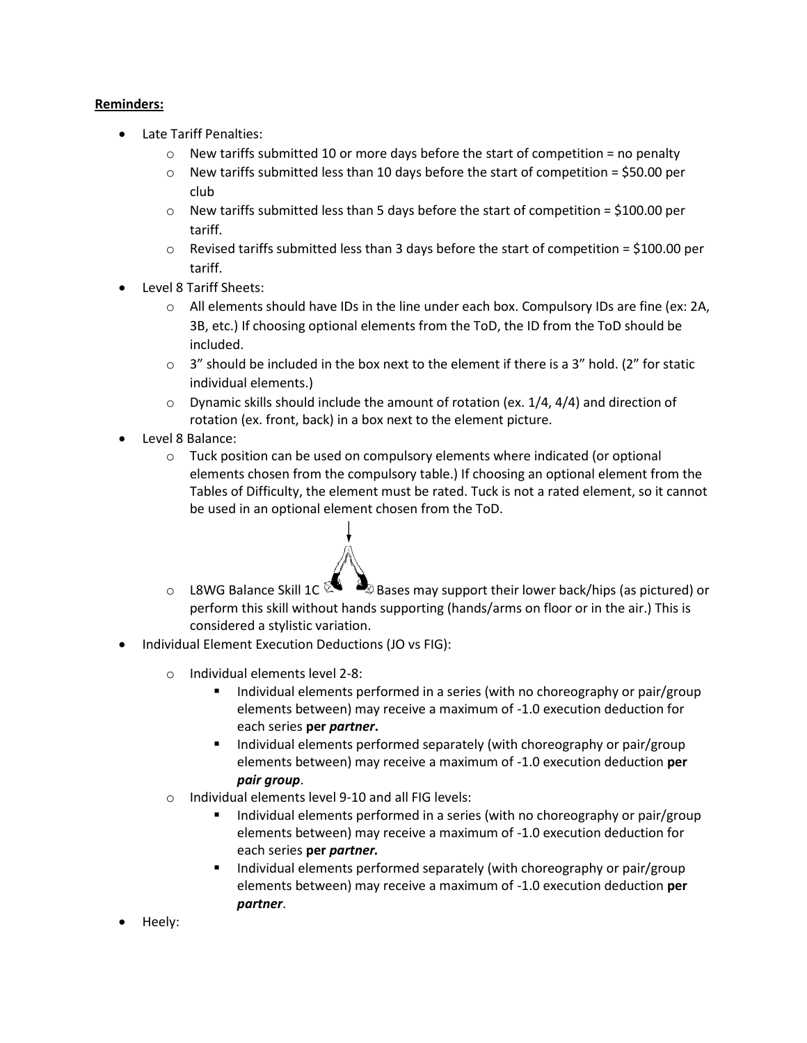**Reminders:**

- Late Tariff Penalties:
  - New tariffs submitted 10 or more days before the start of competition = no penalty
  - New tariffs submitted less than 10 days before the start of competition = $50.00 per club
  - New tariffs submitted less than 5 days before the start of competition = $100.00 per tariff.
  - Revised tariffs submitted less than 3 days before the start of competition = $100.00 per tariff.
- Level 8 Tariff Sheets:
  - All elements should have IDs in the line under each box. Compulsory IDs are fine (ex: 2A, 3B, etc.) If choosing optional elements from the ToD, the ID from the ToD should be included.
  - 3" should be included in the box next to the element if there is a 3" hold. (2" for static individual elements.)
  - Dynamic skills should include the amount of rotation (ex. 1/4, 4/4) and direction of rotation (ex. front, back) in a box next to the element picture.
- Level 8 Balance:
  - Tuck position can be used on compulsory elements where indicated (or optional elements chosen from the compulsory table.) If choosing an optional element from the Tables of Difficulty, the element must be rated. Tuck is not a rated element, so it cannot be used in an optional element chosen from the ToD.
  - L8WG Balance Skill 1C Bases may support their lower back/hips (as pictured) or perform this skill without hands supporting (hands/arms on floor or in the air.) This is considered a stylistic variation.
- Individual Element Execution Deductions (JO vs FIG):
  - Individual elements level 2-8:
    - Individual elements performed in a series (with no choreography or pair/group elements between) may receive a maximum of -1.0 execution deduction for each series **per *partner*.**
    - Individual elements performed separately (with choreography or pair/group elements between) may receive a maximum of -1.0 execution deduction **per *pair group***.
  - Individual elements level 9-10 and all FIG levels:
    - Individual elements performed in a series (with no choreography or pair/group elements between) may receive a maximum of -1.0 execution deduction for each series **per *partner.***
    - Individual elements performed separately (with choreography or pair/group elements between) may receive a maximum of -1.0 execution deduction **per *partner***.
- Heely: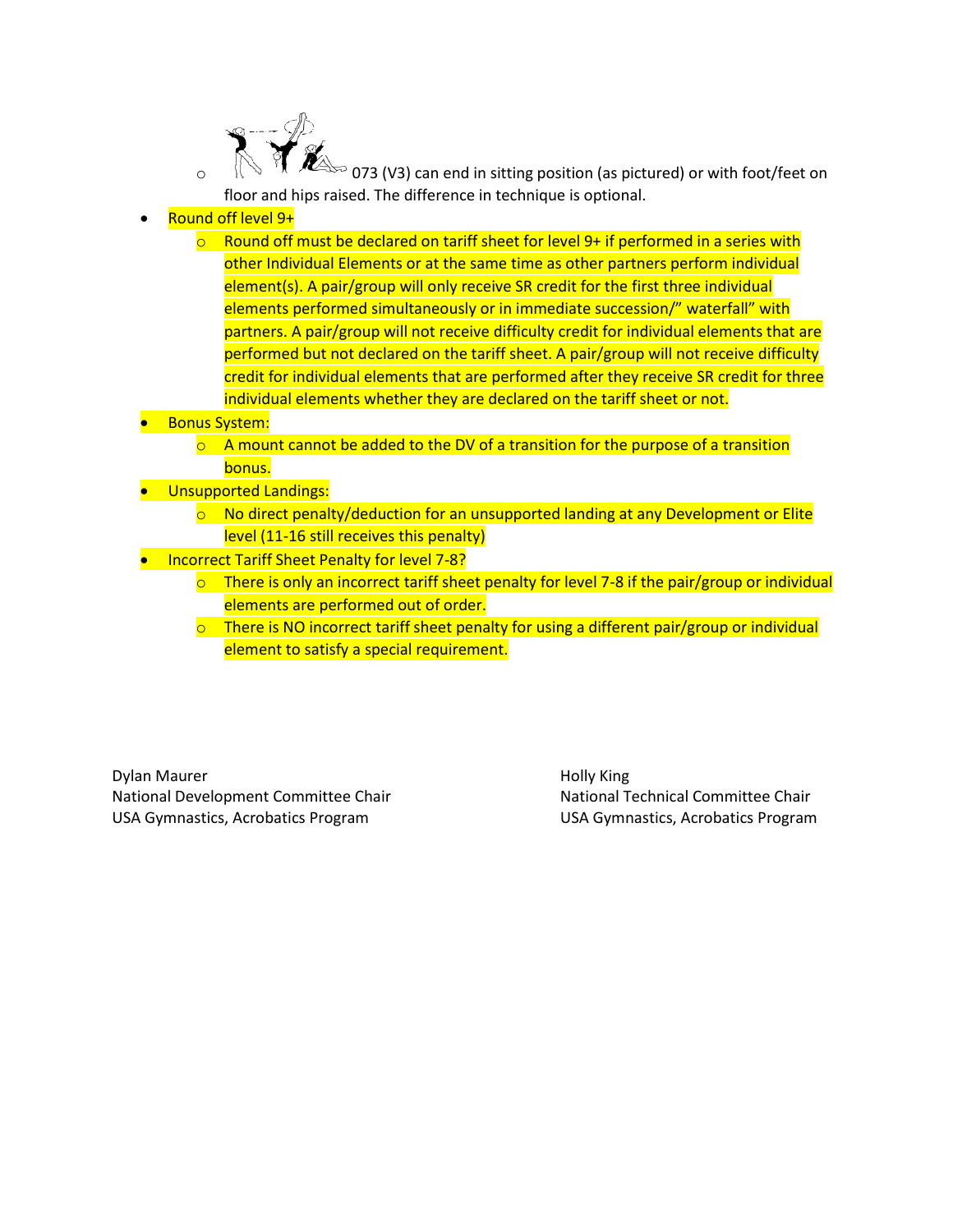- 073 (V3) can end in sitting position (as pictured) or with foot/feet on floor and hips raised. The difference in technique is optional.

- Round off level 9+
  - Round off must be declared on tariff sheet for level 9+ if performed in a series with other Individual Elements or at the same time as other partners perform individual element(s). A pair/group will only receive SR credit for the first three individual elements performed simultaneously or in immediate succession/" waterfall" with partners. A pair/group will not receive difficulty credit for individual elements that are performed but not declared on the tariff sheet. A pair/group will not receive difficulty credit for individual elements that are performed after they receive SR credit for three individual elements whether they are declared on the tariff sheet or not.
- Bonus System:
  - A mount cannot be added to the DV of a transition for the purpose of a transition bonus.
- Unsupported Landings:
  - No direct penalty/deduction for an unsupported landing at any Development or Elite level (11-16 still receives this penalty)
- Incorrect Tariff Sheet Penalty for level 7-8?
  - There is only an incorrect tariff sheet penalty for level 7-8 if the pair/group or individual elements are performed out of order.
  - There is NO incorrect tariff sheet penalty for using a different pair/group or individual element to satisfy a special requirement.

Dylan Maurer
National Development Committee Chair
USA Gymnastics, Acrobatics Program

Holly King
National Technical Committee Chair
USA Gymnastics, Acrobatics Program